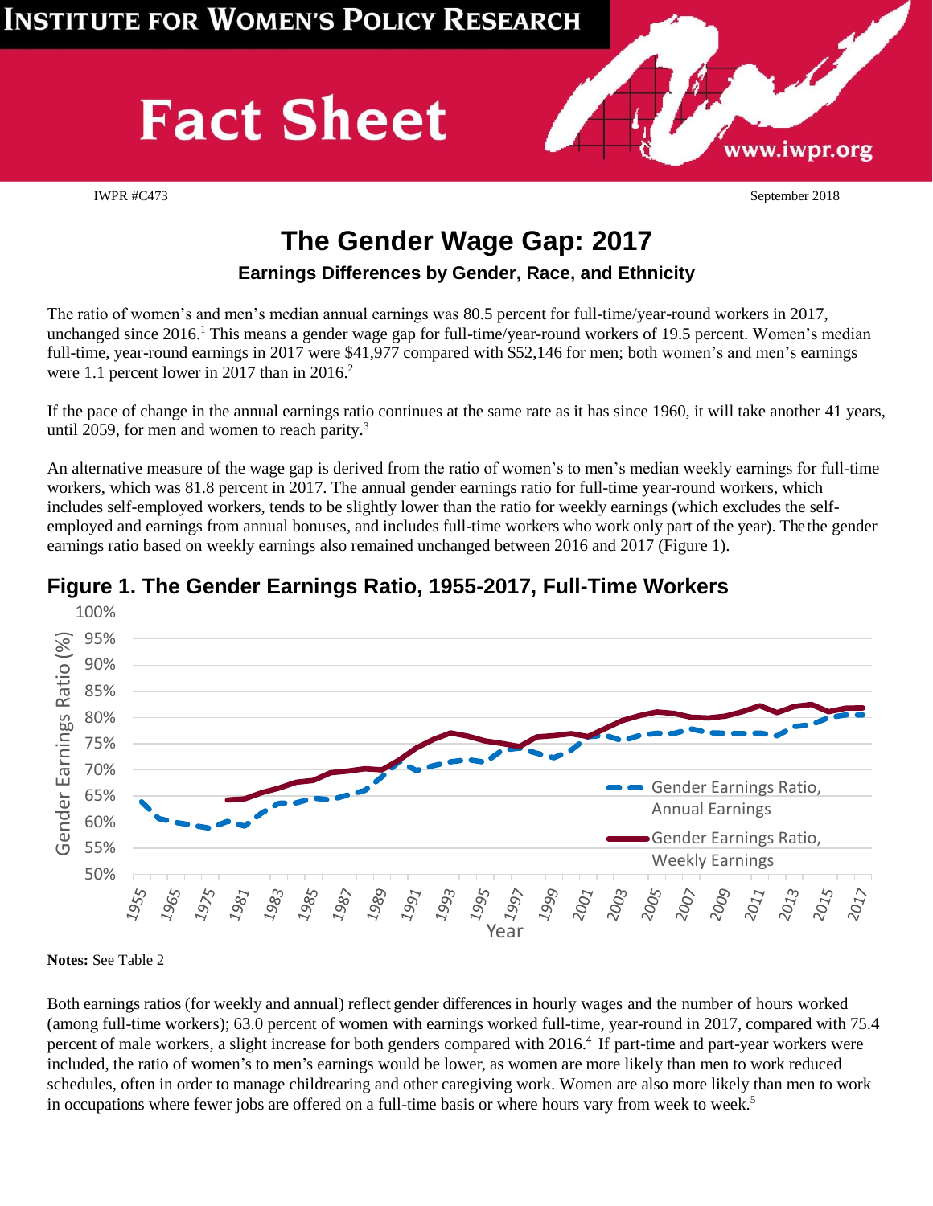**Institute for Women's Policy Research**

# Fact Sheet

www.iwpr.org

IWPR #C473

September 2018

# The Gender Wage Gap: 2017

## Earnings Differences by Gender, Race, and Ethnicity

The ratio of women's and men's median annual earnings was 80.5 percent for full-time/year-round workers in 2017, unchanged since 2016.[1] This means a gender wage gap for full-time/year-round workers of 19.5 percent. Women's median full-time, year-round earnings in 2017 were $41,977 compared with $52,146 for men; both women's and men's earnings were 1.1 percent lower in 2017 than in 2016.[2]

If the pace of change in the annual earnings ratio continues at the same rate as it has since 1960, it will take another 41 years, until 2059, for men and women to reach parity.[3]

An alternative measure of the wage gap is derived from the ratio of women's to men's median weekly earnings for full-time workers, which was 81.8 percent in 2017. The annual gender earnings ratio for full-time year-round workers, which includes self-employed workers, tends to be slightly lower than the ratio for weekly earnings (which excludes the self-employed and earnings from annual bonuses, and includes full-time workers who work only part of the year). Thethe gender earnings ratio based on weekly earnings also remained unchanged between 2016 and 2017 (Figure 1).

## Figure 1. The Gender Earnings Ratio, 1955-2017, Full-Time Workers

**Notes:** See Table 2

Both earnings ratios (for weekly and annual) reflect gender differences in hourly wages and the number of hours worked (among full-time workers); 63.0 percent of women with earnings worked full-time, year-round in 2017, compared with 75.4 percent of male workers, a slight increase for both genders compared with 2016.[4] If part-time and part-year workers were included, the ratio of women's to men's earnings would be lower, as women are more likely than men to work reduced schedules, often in order to manage childrearing and other caregiving work. Women are also more likely than men to work in occupations where fewer jobs are offered on a full-time basis or where hours vary from week to week.[5]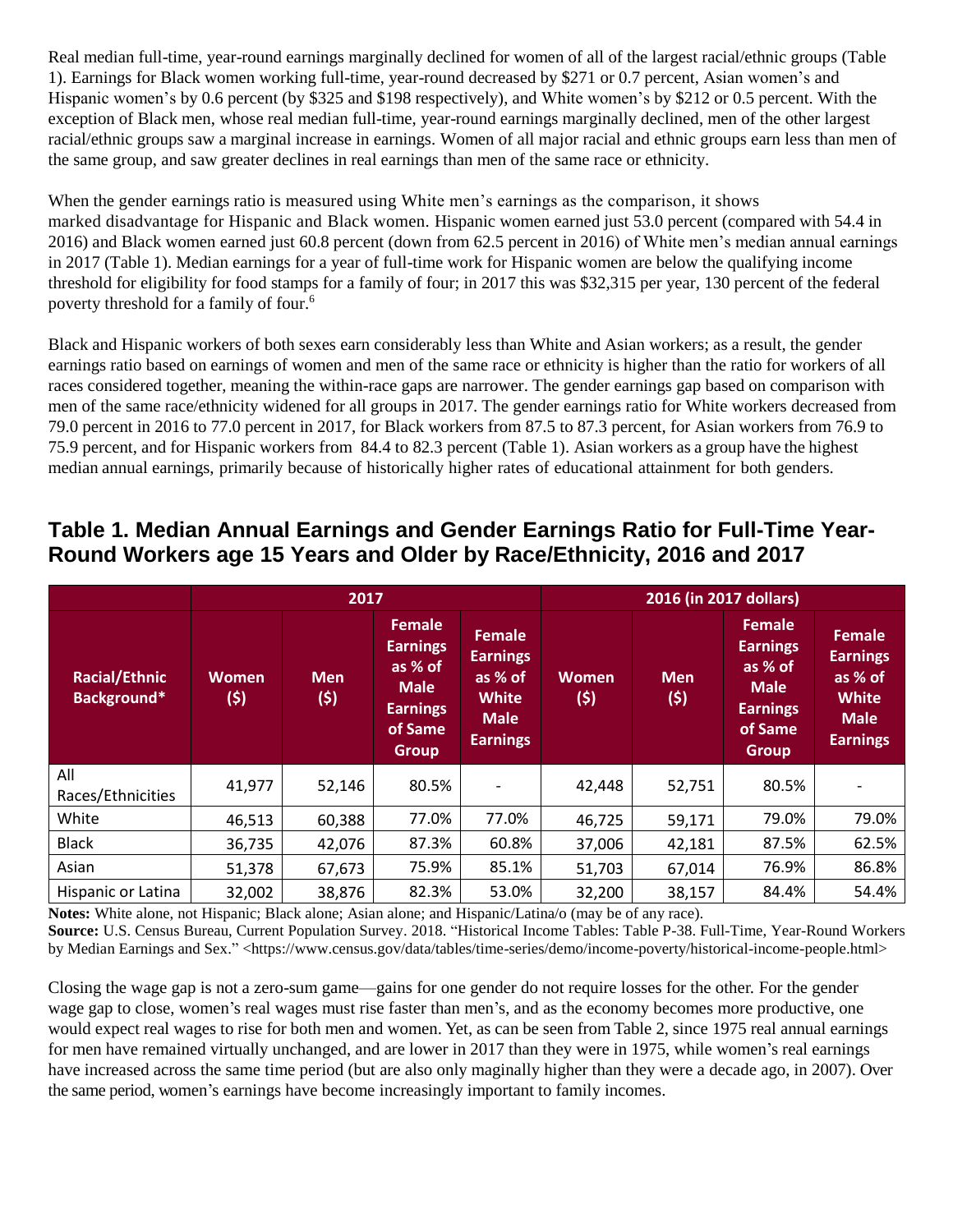Real median full-time, year-round earnings marginally declined for women of all of the largest racial/ethnic groups (Table 1). Earnings for Black women working full-time, year-round decreased by $271 or 0.7 percent, Asian women's and Hispanic women's by 0.6 percent (by $325 and $198 respectively), and White women's by $212 or 0.5 percent. With the exception of Black men, whose real median full-time, year-round earnings marginally declined, men of the other largest racial/ethnic groups saw a marginal increase in earnings. Women of all major racial and ethnic groups earn less than men of the same group, and saw greater declines in real earnings than men of the same race or ethnicity.

When the gender earnings ratio is measured using White men's earnings as the comparison, it shows marked disadvantage for Hispanic and Black women. Hispanic women earned just 53.0 percent (compared with 54.4 in 2016) and Black women earned just 60.8 percent (down from 62.5 percent in 2016) of White men's median annual earnings in 2017 (Table 1). Median earnings for a year of full-time work for Hispanic women are below the qualifying income threshold for eligibility for food stamps for a family of four; in 2017 this was $32,315 per year, 130 percent of the federal poverty threshold for a family of four.[6]

Black and Hispanic workers of both sexes earn considerably less than White and Asian workers; as a result, the gender earnings ratio based on earnings of women and men of the same race or ethnicity is higher than the ratio for workers of all races considered together, meaning the within-race gaps are narrower. The gender earnings gap based on comparison with men of the same race/ethnicity widened for all groups in 2017. The gender earnings ratio for White workers decreased from 79.0 percent in 2016 to 77.0 percent in 2017, for Black workers from 87.5 to 87.3 percent, for Asian workers from 76.9 to 75.9 percent, and for Hispanic workers from 84.4 to 82.3 percent (Table 1). Asian workers as a group have the highest median annual earnings, primarily because of historically higher rates of educational attainment for both genders.

## Table 1. Median Annual Earnings and Gender Earnings Ratio for Full-Time Year-Round Workers age 15 Years and Older by Race/Ethnicity, 2016 and 2017

| | 2017 | | | | 2016 (in 2017 dollars) | | | |
|---|---|---|---|---|---|---|---|---|
| Racial/Ethnic Background* | Women ($) | Men ($) | Female Earnings as % of Male Earnings of Same Group | Female Earnings as % of White Male Earnings | Women ($) | Men ($) | Female Earnings as % of Male Earnings of Same Group | Female Earnings as % of White Male Earnings |
| All Races/Ethnicities | 41,977 | 52,146 | 80.5% | - | 42,448 | 52,751 | 80.5% | - |
| White | 46,513 | 60,388 | 77.0% | 77.0% | 46,725 | 59,171 | 79.0% | 79.0% |
| Black | 36,735 | 42,076 | 87.3% | 60.8% | 37,006 | 42,181 | 87.5% | 62.5% |
| Asian | 51,378 | 67,673 | 75.9% | 85.1% | 51,703 | 67,014 | 76.9% | 86.8% |
| Hispanic or Latina | 32,002 | 38,876 | 82.3% | 53.0% | 32,200 | 38,157 | 84.4% | 54.4% |

**Notes:** White alone, not Hispanic; Black alone; Asian alone; and Hispanic/Latina/o (may be of any race).
**Source:** U.S. Census Bureau, Current Population Survey. 2018. "Historical Income Tables: Table P-38. Full-Time, Year-Round Workers by Median Earnings and Sex." <https://www.census.gov/data/tables/time-series/demo/income-poverty/historical-income-people.html>

Closing the wage gap is not a zero-sum game—gains for one gender do not require losses for the other. For the gender wage gap to close, women's real wages must rise faster than men's, and as the economy becomes more productive, one would expect real wages to rise for both men and women. Yet, as can be seen from Table 2, since 1975 real annual earnings for men have remained virtually unchanged, and are lower in 2017 than they were in 1975, while women's real earnings have increased across the same time period (but are also only maginally higher than they were a decade ago, in 2007). Over the same period, women's earnings have become increasingly important to family incomes.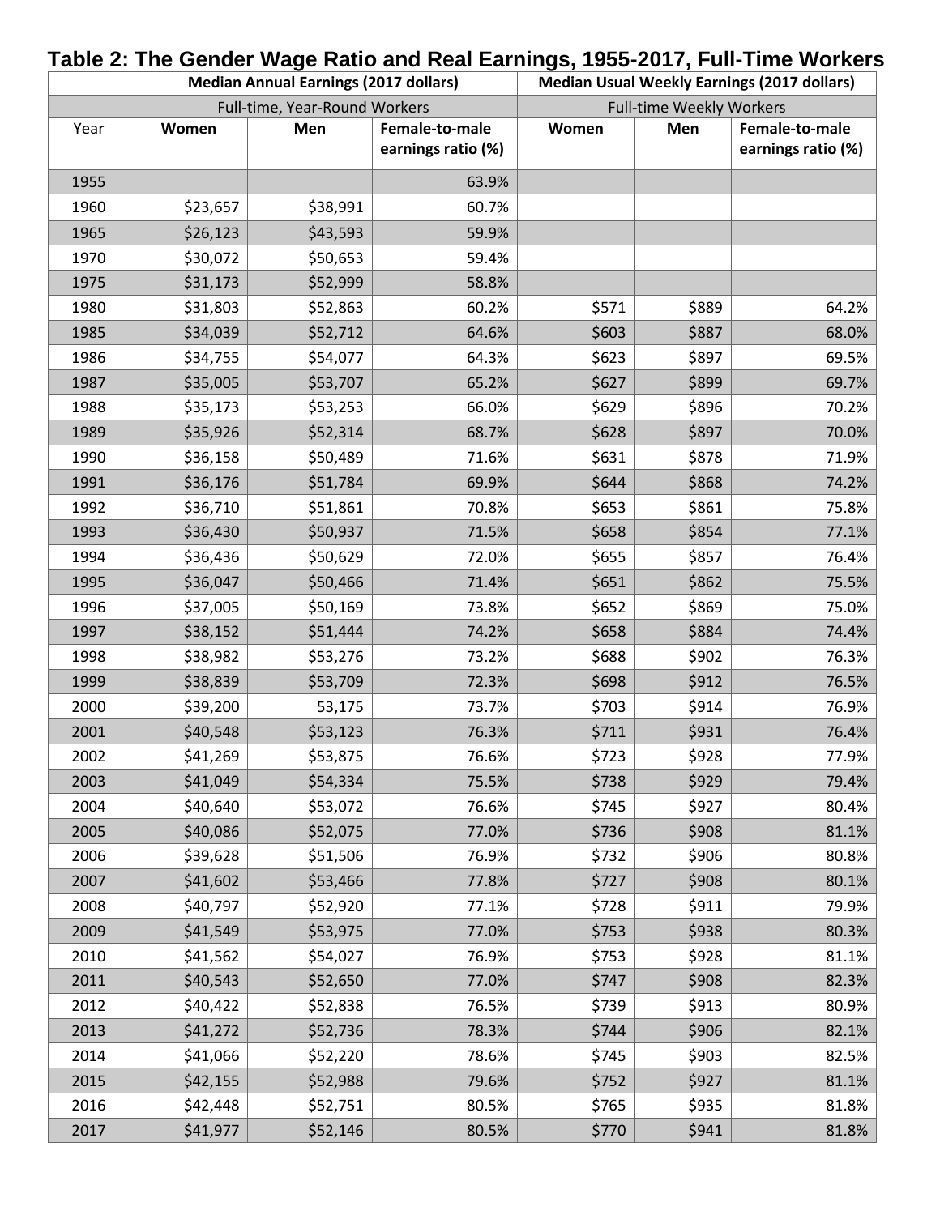# Table 2: The Gender Wage Ratio and Real Earnings, 1955-2017, Full-Time Workers

| | Median Annual Earnings (2017 dollars) | | | Median Usual Weekly Earnings (2017 dollars) | | |
|---|---|---|---|---|---|---|
| | Full-time, Year-Round Workers | | | Full-time Weekly Workers | | |
| Year | **Women** | **Men** | **Female-to-male earnings ratio (%)** | **Women** | **Men** | **Female-to-male earnings ratio (%)** |
| 1955 | | | 63.9% | | | |
| 1960 | $23,657 | $38,991 | 60.7% | | | |
| 1965 | $26,123 | $43,593 | 59.9% | | | |
| 1970 | $30,072 | $50,653 | 59.4% | | | |
| 1975 | $31,173 | $52,999 | 58.8% | | | |
| 1980 | $31,803 | $52,863 | 60.2% | $571 | $889 | 64.2% |
| 1985 | $34,039 | $52,712 | 64.6% | $603 | $887 | 68.0% |
| 1986 | $34,755 | $54,077 | 64.3% | $623 | $897 | 69.5% |
| 1987 | $35,005 | $53,707 | 65.2% | $627 | $899 | 69.7% |
| 1988 | $35,173 | $53,253 | 66.0% | $629 | $896 | 70.2% |
| 1989 | $35,926 | $52,314 | 68.7% | $628 | $897 | 70.0% |
| 1990 | $36,158 | $50,489 | 71.6% | $631 | $878 | 71.9% |
| 1991 | $36,176 | $51,784 | 69.9% | $644 | $868 | 74.2% |
| 1992 | $36,710 | $51,861 | 70.8% | $653 | $861 | 75.8% |
| 1993 | $36,430 | $50,937 | 71.5% | $658 | $854 | 77.1% |
| 1994 | $36,436 | $50,629 | 72.0% | $655 | $857 | 76.4% |
| 1995 | $36,047 | $50,466 | 71.4% | $651 | $862 | 75.5% |
| 1996 | $37,005 | $50,169 | 73.8% | $652 | $869 | 75.0% |
| 1997 | $38,152 | $51,444 | 74.2% | $658 | $884 | 74.4% |
| 1998 | $38,982 | $53,276 | 73.2% | $688 | $902 | 76.3% |
| 1999 | $38,839 | $53,709 | 72.3% | $698 | $912 | 76.5% |
| 2000 | $39,200 | 53,175 | 73.7% | $703 | $914 | 76.9% |
| 2001 | $40,548 | $53,123 | 76.3% | $711 | $931 | 76.4% |
| 2002 | $41,269 | $53,875 | 76.6% | $723 | $928 | 77.9% |
| 2003 | $41,049 | $54,334 | 75.5% | $738 | $929 | 79.4% |
| 2004 | $40,640 | $53,072 | 76.6% | $745 | $927 | 80.4% |
| 2005 | $40,086 | $52,075 | 77.0% | $736 | $908 | 81.1% |
| 2006 | $39,628 | $51,506 | 76.9% | $732 | $906 | 80.8% |
| 2007 | $41,602 | $53,466 | 77.8% | $727 | $908 | 80.1% |
| 2008 | $40,797 | $52,920 | 77.1% | $728 | $911 | 79.9% |
| 2009 | $41,549 | $53,975 | 77.0% | $753 | $938 | 80.3% |
| 2010 | $41,562 | $54,027 | 76.9% | $753 | $928 | 81.1% |
| 2011 | $40,543 | $52,650 | 77.0% | $747 | $908 | 82.3% |
| 2012 | $40,422 | $52,838 | 76.5% | $739 | $913 | 80.9% |
| 2013 | $41,272 | $52,736 | 78.3% | $744 | $906 | 82.1% |
| 2014 | $41,066 | $52,220 | 78.6% | $745 | $903 | 82.5% |
| 2015 | $42,155 | $52,988 | 79.6% | $752 | $927 | 81.1% |
| 2016 | $42,448 | $52,751 | 80.5% | $765 | $935 | 81.8% |
| 2017 | $41,977 | $52,146 | 80.5% | $770 | $941 | 81.8% |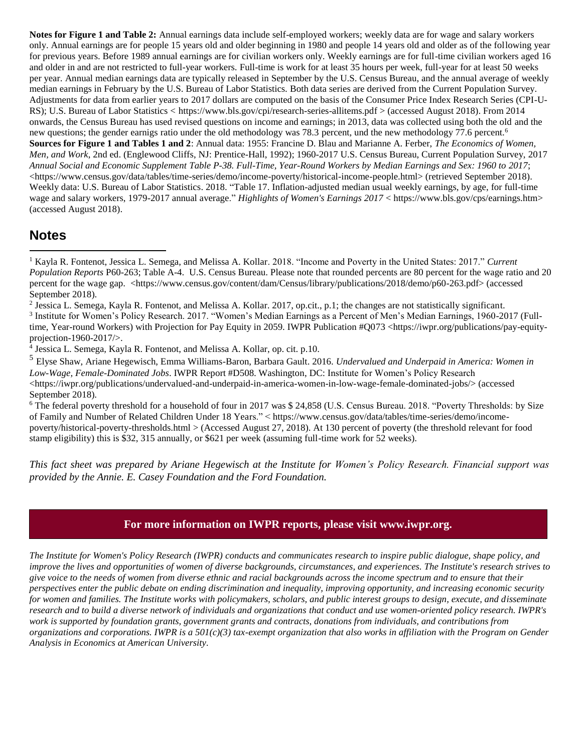**Notes for Figure 1 and Table 2:** Annual earnings data include self-employed workers; weekly data are for wage and salary workers only. Annual earnings are for people 15 years old and older beginning in 1980 and people 14 years old and older as of the following year for previous years. Before 1989 annual earnings are for civilian workers only. Weekly earnings are for full-time civilian workers aged 16 and older in and are not restricted to full-year workers. Full-time is work for at least 35 hours per week, full-year for at least 50 weeks per year. Annual median earnings data are typically released in September by the U.S. Census Bureau, and the annual average of weekly median earnings in February by the U.S. Bureau of Labor Statistics. Both data series are derived from the Current Population Survey. Adjustments for data from earlier years to 2017 dollars are computed on the basis of the Consumer Price Index Research Series (CPI-U-RS); U.S. Bureau of Labor Statistics < https://www.bls.gov/cpi/research-series-allitems.pdf > (accessed August 2018). From 2014 onwards, the Census Bureau has used revised questions on income and earnings; in 2013, data was collected using both the old and the new questions; the gender earnigs ratio under the old methodology was 78.3 percent, und the new methodology 77.6 percent.[6]

**Sources for Figure 1 and Tables 1 and 2**: Annual data: 1955: Francine D. Blau and Marianne A. Ferber, *The Economics of Women, Men, and Work*, 2nd ed. (Englewood Cliffs, NJ: Prentice-Hall, 1992); 1960-2017 U.S. Census Bureau, Current Population Survey, 2017 *Annual Social and Economic Supplement Table P-38. Full-Time, Year-Round Workers by Median Earnings and Sex: 1960 to 2017*; <https://www.census.gov/data/tables/time-series/demo/income-poverty/historical-income-people.html> (retrieved September 2018). Weekly data: U.S. Bureau of Labor Statistics. 2018. "Table 17. Inflation-adjusted median usual weekly earnings, by age, for full-time wage and salary workers, 1979-2017 annual average." *Highlights of Women's Earnings 2017* < https://www.bls.gov/cps/earnings.htm> (accessed August 2018).

## Notes

[1] Kayla R. Fontenot, Jessica L. Semega, and Melissa A. Kollar. 2018. "Income and Poverty in the United States: 2017." *Current Population Reports* P60-263; Table A-4. U.S. Census Bureau. Please note that rounded percents are 80 percent for the wage ratio and 20 percent for the wage gap. <https://www.census.gov/content/dam/Census/library/publications/2018/demo/p60-263.pdf> (accessed September 2018).

[2] Jessica L. Semega, Kayla R. Fontenot, and Melissa A. Kollar. 2017, op.cit., p.1; the changes are not statistically significant.

[3] Institute for Women's Policy Research. 2017. "Women's Median Earnings as a Percent of Men's Median Earnings, 1960-2017 (Full-time, Year-round Workers) with Projection for Pay Equity in 2059. IWPR Publication #Q073 <https://iwpr.org/publications/pay-equity-projection-1960-2017/>.

[4] Jessica L. Semega, Kayla R. Fontenot, and Melissa A. Kollar, op. cit. p.10.

[5] Elyse Shaw, Ariane Hegewisch, Emma Williams-Baron, Barbara Gault. 2016. *Undervalued and Underpaid in America: Women in Low-Wage, Female-Dominated Jobs*. IWPR Report #D508. Washington, DC: Institute for Women's Policy Research <https://iwpr.org/publications/undervalued-and-underpaid-in-america-women-in-low-wage-female-dominated-jobs/> (accessed September 2018).

[6] The federal poverty threshold for a household of four in 2017 was $ 24,858 (U.S. Census Bureau. 2018. "Poverty Thresholds: by Size of Family and Number of Related Children Under 18 Years." < https://www.census.gov/data/tables/time-series/demo/income-poverty/historical-poverty-thresholds.html > (Accessed August 27, 2018). At 130 percent of poverty (the threshold relevant for food stamp eligibility) this is $32, 315 annually, or $621 per week (assuming full-time work for 52 weeks).

*This fact sheet was prepared by Ariane Hegewisch at the Institute for Women's Policy Research. Financial support was provided by the Annie. E. Casey Foundation and the Ford Foundation.*

**For more information on IWPR reports, please visit www.iwpr.org.**

*The Institute for Women's Policy Research (IWPR) conducts and communicates research to inspire public dialogue, shape policy, and improve the lives and opportunities of women of diverse backgrounds, circumstances, and experiences. The Institute's research strives to give voice to the needs of women from diverse ethnic and racial backgrounds across the income spectrum and to ensure that their perspectives enter the public debate on ending discrimination and inequality, improving opportunity, and increasing economic security for women and families. The Institute works with policymakers, scholars, and public interest groups to design, execute, and disseminate research and to build a diverse network of individuals and organizations that conduct and use women-oriented policy research. IWPR's work is supported by foundation grants, government grants and contracts, donations from individuals, and contributions from organizations and corporations. IWPR is a 501(c)(3) tax-exempt organization that also works in affiliation with the Program on Gender Analysis in Economics at American University.*